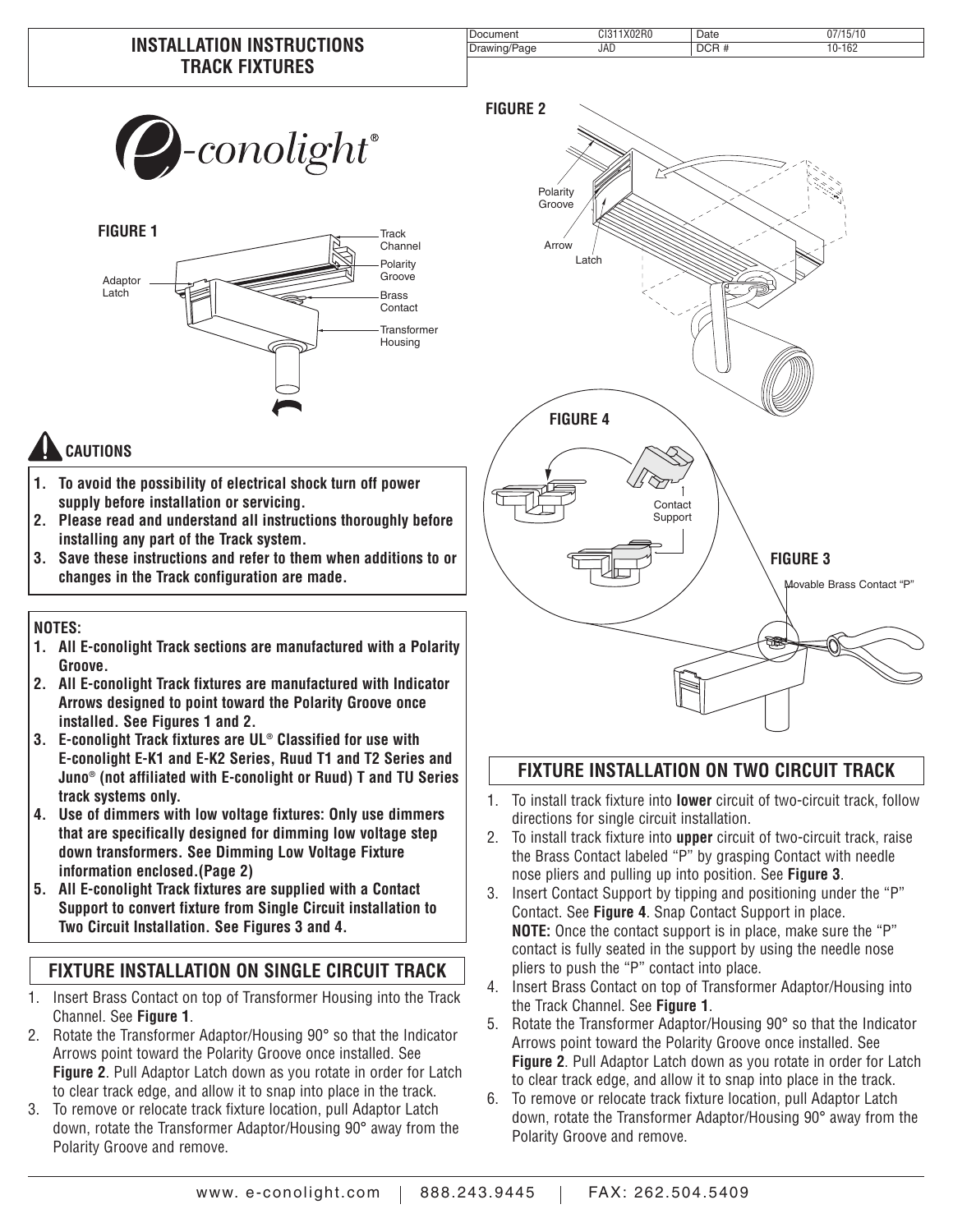# INSTALLATION INSTRUCTIONS TRACK FIXTURES

| Document | CI311X02R0 | Date | 07/15/10 |
| --- | --- | --- | --- |
| Drawing/Page | JAD | DCR # | 10-162 |

*e-conolight*®

FIGURE 1

Track Channel, Polarity Groove, Brass Contact, Transformer Housing, Adaptor Latch

FIGURE 2

Polarity Groove, Arrow, Latch

FIGURE 4

Contact Support

FIGURE 3

Movable Brass Contact "P"

## CAUTIONS

1. **To avoid the possibility of electrical shock turn off power supply before installation or servicing.**
2. **Please read and understand all instructions thoroughly before installing any part of the Track system.**
3. **Save these instructions and refer to them when additions to or changes in the Track configuration are made.**

**NOTES:**

1. **All E-conolight Track sections are manufactured with a Polarity Groove.**
2. **All E-conolight Track fixtures are manufactured with Indicator Arrows designed to point toward the Polarity Groove once installed. See Figures 1 and 2.**
3. **E-conolight Track fixtures are UL® Classified for use with E-conolight E-K1 and E-K2 Series, Ruud T1 and T2 Series and Juno® (not affiliated with E-conolight or Ruud) T and TU Series track systems only.**
4. **Use of dimmers with low voltage fixtures: Only use dimmers that are specifically designed for dimming low voltage step down transformers. See Dimming Low Voltage Fixture information enclosed.(Page 2)**
5. **All E-conolight Track fixtures are supplied with a Contact Support to convert fixture from Single Circuit installation to Two Circuit Installation. See Figures 3 and 4.**

## FIXTURE INSTALLATION ON SINGLE CIRCUIT TRACK

1. Insert Brass Contact on top of Transformer Housing into the Track Channel. See **Figure 1**.
2. Rotate the Transformer Adaptor/Housing 90° so that the Indicator Arrows point toward the Polarity Groove once installed. See **Figure 2**. Pull Adaptor Latch down as you rotate in order for Latch to clear track edge, and allow it to snap into place in the track.
3. To remove or relocate track fixture location, pull Adaptor Latch down, rotate the Transformer Adaptor/Housing 90° away from the Polarity Groove and remove.

## FIXTURE INSTALLATION ON TWO CIRCUIT TRACK

1. To install track fixture into **lower** circuit of two-circuit track, follow directions for single circuit installation.
2. To install track fixture into **upper** circuit of two-circuit track, raise the Brass Contact labeled "P" by grasping Contact with needle nose pliers and pulling up into position. See **Figure 3**.
3. Insert Contact Support by tipping and positioning under the "P" Contact. See **Figure 4**. Snap Contact Support in place.
   **NOTE:** Once the contact support is in place, make sure the "P" contact is fully seated in the support by using the needle nose pliers to push the "P" contact into place.
4. Insert Brass Contact on top of Transformer Adaptor/Housing into the Track Channel. See **Figure 1**.
5. Rotate the Transformer Adaptor/Housing 90° so that the Indicator Arrows point toward the Polarity Groove once installed. See **Figure 2**. Pull Adaptor Latch down as you rotate in order for Latch to clear track edge, and allow it to snap into place in the track.
6. To remove or relocate track fixture location, pull Adaptor Latch down, rotate the Transformer Adaptor/Housing 90° away from the Polarity Groove and remove.

www. e-conolight.com | 888.243.9445 | FAX: 262.504.5409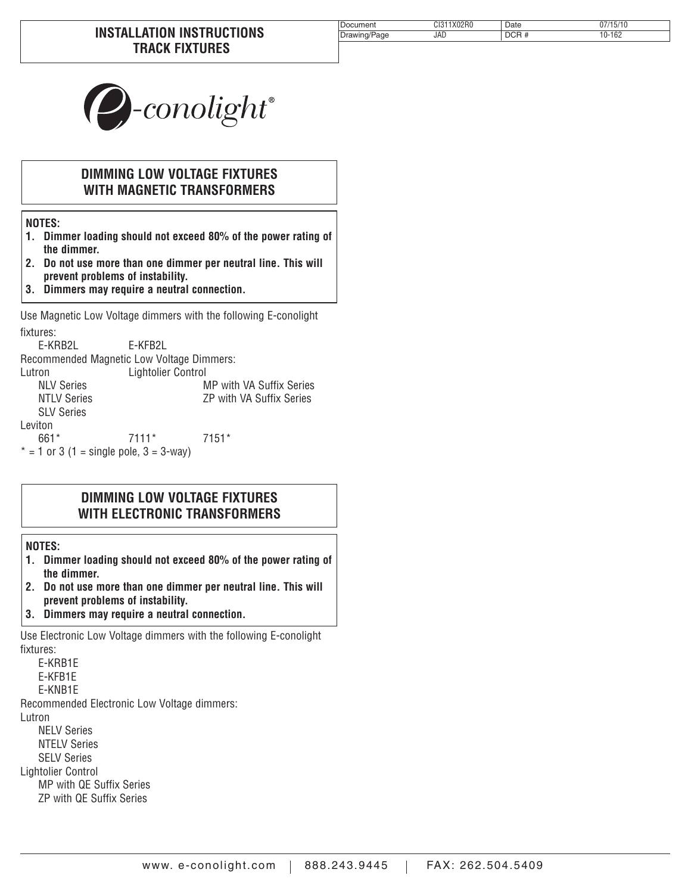# INSTALLATION INSTRUCTIONS TRACK FIXTURES

| Document | CI311X02R0 | Date | 07/15/10 |
| --- | --- | --- | --- |
| Drawing/Page | JAD | DCR # | 10-162 |

e-conolight®

## DIMMING LOW VOLTAGE FIXTURES WITH MAGNETIC TRANSFORMERS

**NOTES:**

1. **Dimmer loading should not exceed 80% of the power rating of the dimmer.**
2. **Do not use more than one dimmer per neutral line. This will prevent problems of instability.**
3. **Dimmers may require a neutral connection.**

Use Magnetic Low Voltage dimmers with the following E-conolight fixtures:

- E-KRB2L
- E-KFB2L

Recommended Magnetic Low Voltage Dimmers:

Lutron
- NLV Series
- NTLV Series
- SLV Series

Lightolier Control
- MP with VA Suffix Series
- ZP with VA Suffix Series

Leviton
- 661*
- 7111*
- 7151*

* = 1 or 3 (1 = single pole, 3 = 3-way)

## DIMMING LOW VOLTAGE FIXTURES WITH ELECTRONIC TRANSFORMERS

**NOTES:**

1. **Dimmer loading should not exceed 80% of the power rating of the dimmer.**
2. **Do not use more than one dimmer per neutral line. This will prevent problems of instability.**
3. **Dimmers may require a neutral connection.**

Use Electronic Low Voltage dimmers with the following E-conolight fixtures:

- E-KRB1E
- E-KFB1E
- E-KNB1E

Recommended Electronic Low Voltage dimmers:

Lutron
- NELV Series
- NTELV Series
- SELV Series

Lightolier Control
- MP with QE Suffix Series
- ZP with QE Suffix Series

www. e-conolight.com | 888.243.9445 | FAX: 262.504.5409